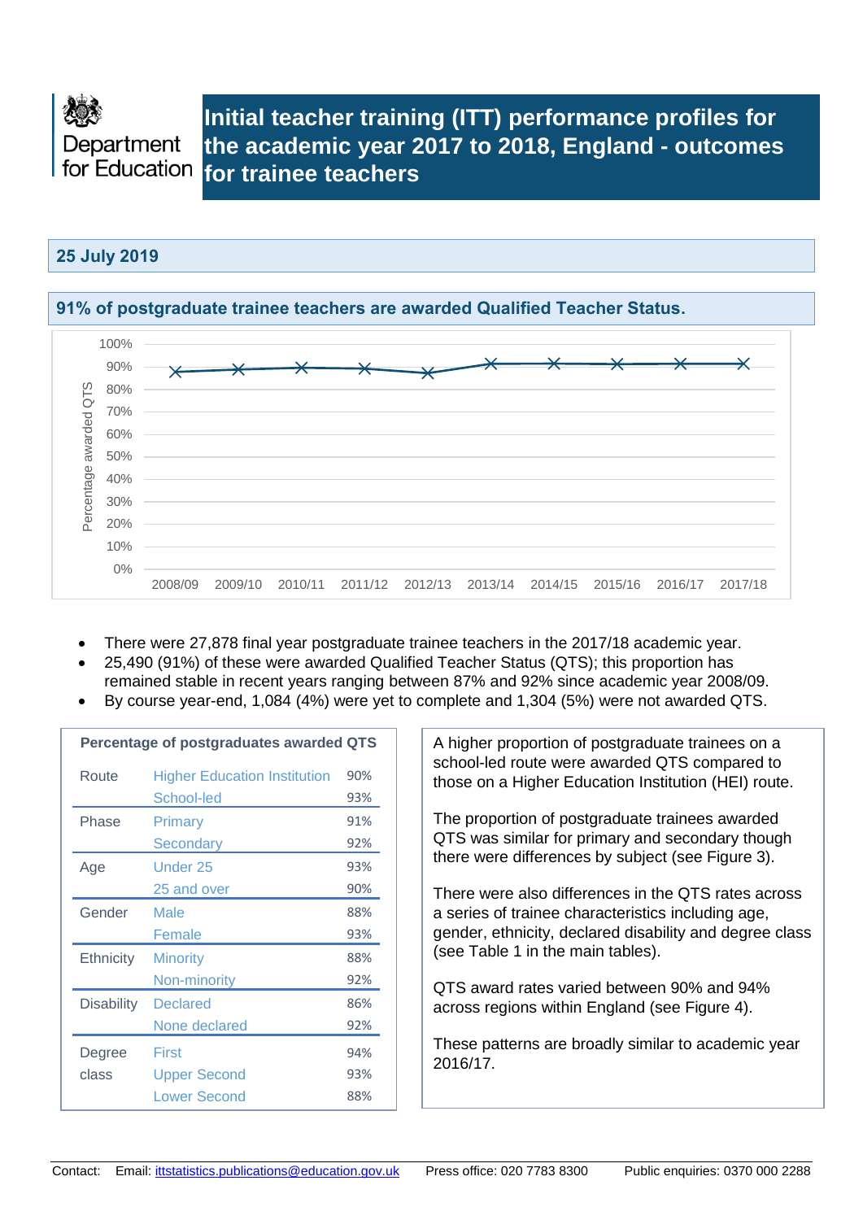Department for Education

# Initial teacher training (ITT) performance profiles for the academic year 2017 to 2018, England - outcomes for trainee teachers

## 25 July 2019

## 91% of postgraduate trainee teachers are awarded Qualified Teacher Status.

- There were 27,878 final year postgraduate trainee teachers in the 2017/18 academic year.
- 25,490 (91%) of these were awarded Qualified Teacher Status (QTS); this proportion has remained stable in recent years ranging between 87% and 92% since academic year 2008/09.
- By course year-end, 1,084 (4%) were yet to complete and 1,304 (5%) were not awarded QTS.

**Percentage of postgraduates awarded QTS**

| | | |
|---|---|---|
| Route | Higher Education Institution | 90% |
| | School-led | 93% |
| Phase | Primary | 91% |
| | Secondary | 92% |
| Age | Under 25 | 93% |
| | 25 and over | 90% |
| Gender | Male | 88% |
| | Female | 93% |
| Ethnicity | Minority | 88% |
| | Non-minority | 92% |
| Disability | Declared | 86% |
| | None declared | 92% |
| Degree class | First | 94% |
| | Upper Second | 93% |
| | Lower Second | 88% |

A higher proportion of postgraduate trainees on a school-led route were awarded QTS compared to those on a Higher Education Institution (HEI) route.

The proportion of postgraduate trainees awarded QTS was similar for primary and secondary though there were differences by subject (see Figure 3).

There were also differences in the QTS rates across a series of trainee characteristics including age, gender, ethnicity, declared disability and degree class (see Table 1 in the main tables).

QTS award rates varied between 90% and 94% across regions within England (see Figure 4).

These patterns are broadly similar to academic year 2016/17.

Contact: Email: ittstatistics.publications@education.gov.uk Press office: 020 7783 8300 Public enquiries: 0370 000 2288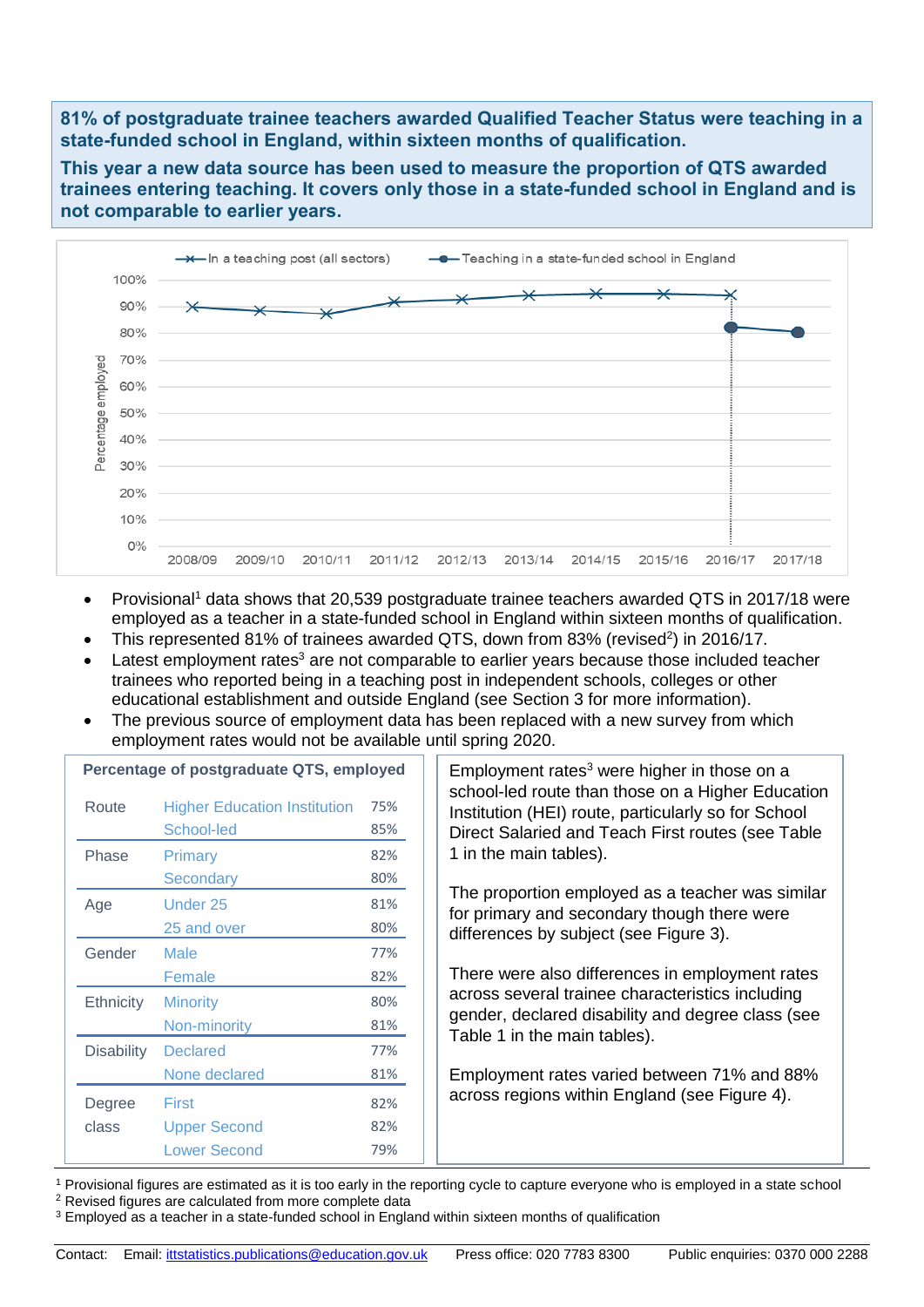**81% of postgraduate trainee teachers awarded Qualified Teacher Status were teaching in a state-funded school in England, within sixteen months of qualification.**

**This year a new data source has been used to measure the proportion of QTS awarded trainees entering teaching. It covers only those in a state-funded school in England and is not comparable to earlier years.**

- Provisional[1] data shows that 20,539 postgraduate trainee teachers awarded QTS in 2017/18 were employed as a teacher in a state-funded school in England within sixteen months of qualification.
- This represented 81% of trainees awarded QTS, down from 83% (revised[2]) in 2016/17.
- Latest employment rates[3] are not comparable to earlier years because those included teacher trainees who reported being in a teaching post in independent schools, colleges or other educational establishment and outside England (see Section 3 for more information).
- The previous source of employment data has been replaced with a new survey from which employment rates would not be available until spring 2020.

**Percentage of postgraduate QTS, employed**

| | | |
|---|---|---|
| Route | Higher Education Institution | 75% |
| | School-led | 85% |
| Phase | Primary | 82% |
| | Secondary | 80% |
| Age | Under 25 | 81% |
| | 25 and over | 80% |
| Gender | Male | 77% |
| | Female | 82% |
| Ethnicity | Minority | 80% |
| | Non-minority | 81% |
| Disability | Declared | 77% |
| | None declared | 81% |
| Degree class | First | 82% |
| | Upper Second | 82% |
| | Lower Second | 79% |

Employment rates[3] were higher in those on a school-led route than those on a Higher Education Institution (HEI) route, particularly so for School Direct Salaried and Teach First routes (see Table 1 in the main tables).

The proportion employed as a teacher was similar for primary and secondary though there were differences by subject (see Figure 3).

There were also differences in employment rates across several trainee characteristics including gender, declared disability and degree class (see Table 1 in the main tables).

Employment rates varied between 71% and 88% across regions within England (see Figure 4).

[1] Provisional figures are estimated as it is too early in the reporting cycle to capture everyone who is employed in a state school
[2] Revised figures are calculated from more complete data
[3] Employed as a teacher in a state-funded school in England within sixteen months of qualification

Contact: Email: ittstatistics.publications@education.gov.uk Press office: 020 7783 8300 Public enquiries: 0370 000 2288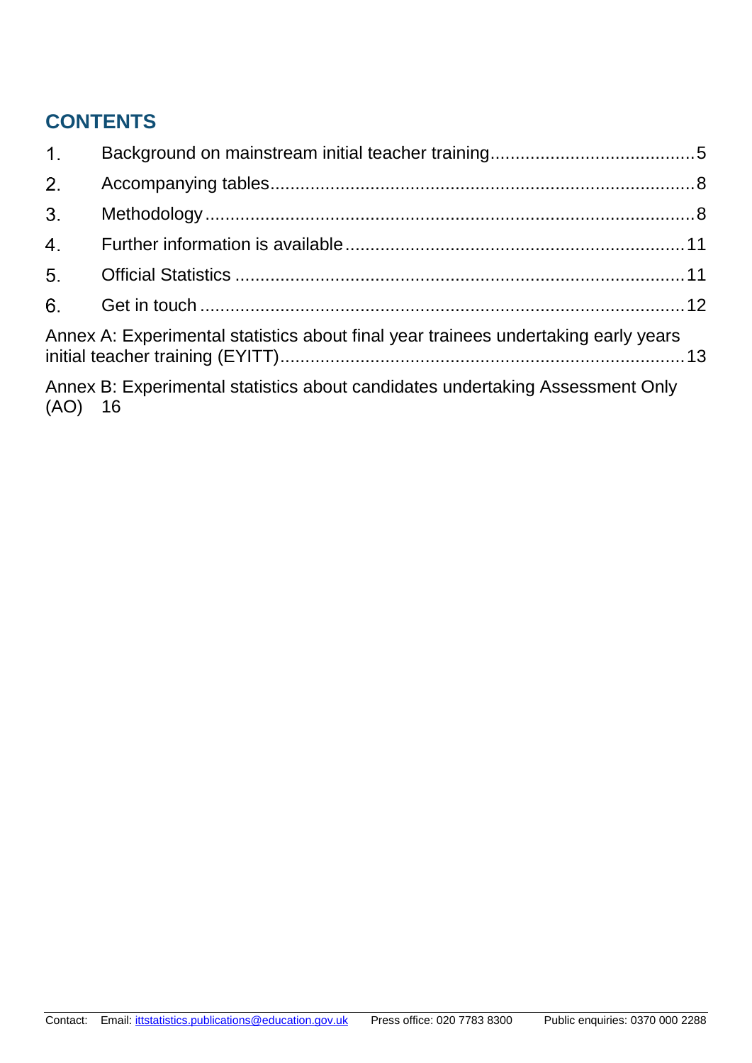## CONTENTS

1. Background on mainstream initial teacher training 5
2. Accompanying tables 8
3. Methodology 8
4. Further information is available 11
5. Official Statistics 11
6. Get in touch 12

Annex A: Experimental statistics about final year trainees undertaking early years initial teacher training (EYITT) 13

Annex B: Experimental statistics about candidates undertaking Assessment Only (AO) 16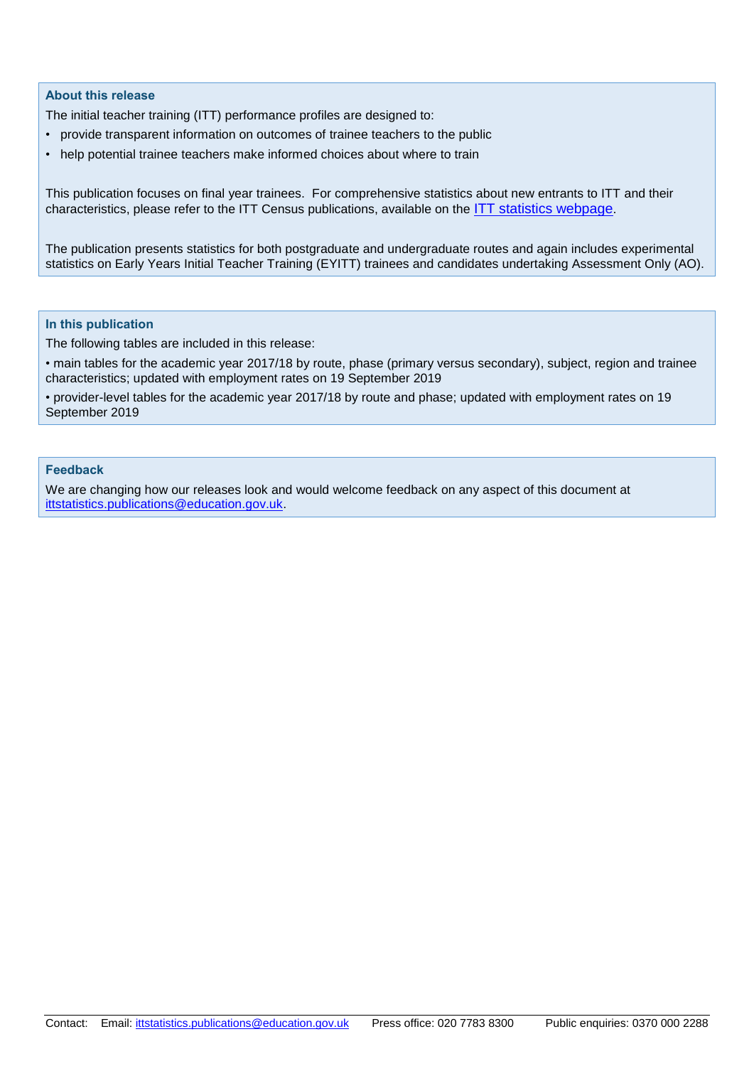### About this release

The initial teacher training (ITT) performance profiles are designed to:

- provide transparent information on outcomes of trainee teachers to the public
- help potential trainee teachers make informed choices about where to train

This publication focuses on final year trainees. For comprehensive statistics about new entrants to ITT and their characteristics, please refer to the ITT Census publications, available on the [ITT statistics webpage](#).

The publication presents statistics for both postgraduate and undergraduate routes and again includes experimental statistics on Early Years Initial Teacher Training (EYITT) trainees and candidates undertaking Assessment Only (AO).

### In this publication

The following tables are included in this release:

• main tables for the academic year 2017/18 by route, phase (primary versus secondary), subject, region and trainee characteristics; updated with employment rates on 19 September 2019

• provider-level tables for the academic year 2017/18 by route and phase; updated with employment rates on 19 September 2019

### Feedback

We are changing how our releases look and would welcome feedback on any aspect of this document at ittstatistics.publications@education.gov.uk.

Contact: Email: ittstatistics.publications@education.gov.uk Press office: 020 7783 8300 Public enquiries: 0370 000 2288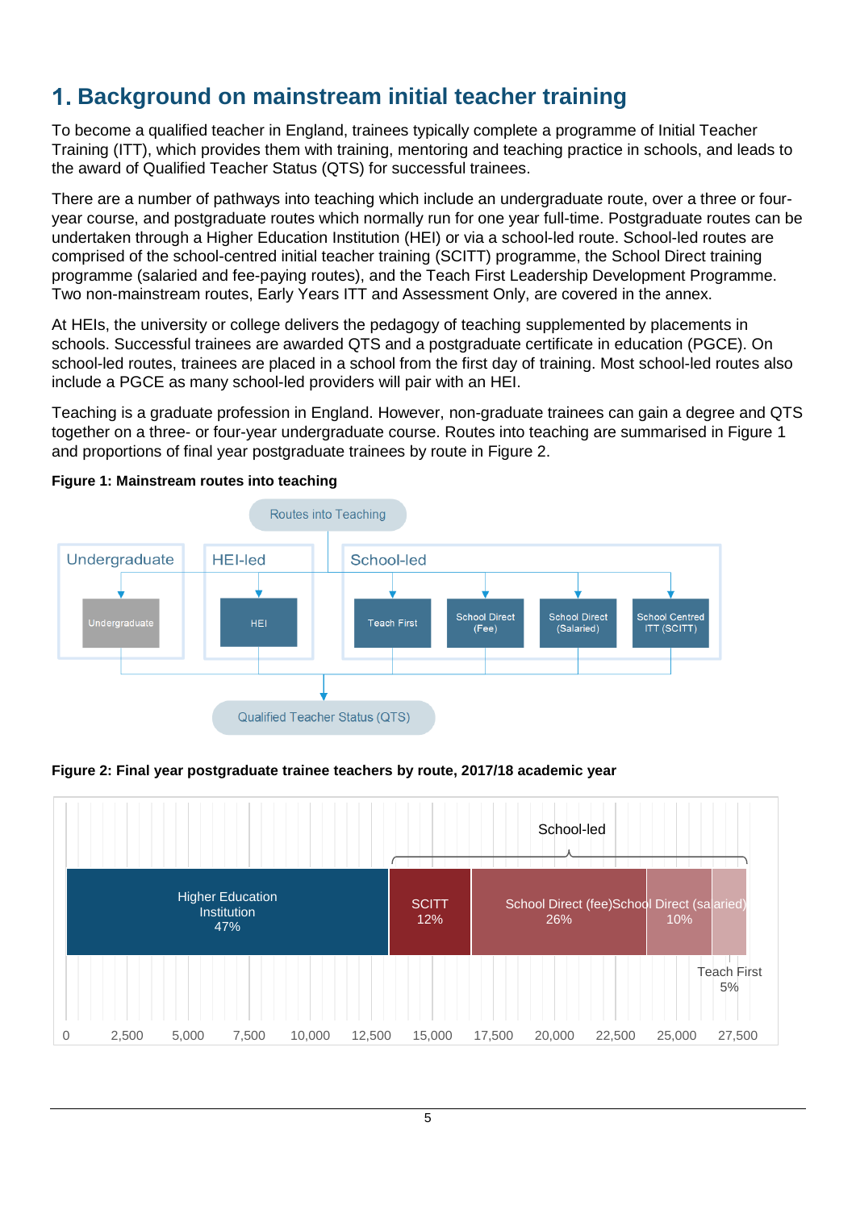# 1. Background on mainstream initial teacher training

To become a qualified teacher in England, trainees typically complete a programme of Initial Teacher Training (ITT), which provides them with training, mentoring and teaching practice in schools, and leads to the award of Qualified Teacher Status (QTS) for successful trainees.

There are a number of pathways into teaching which include an undergraduate route, over a three or four-year course, and postgraduate routes which normally run for one year full-time. Postgraduate routes can be undertaken through a Higher Education Institution (HEI) or via a school-led route. School-led routes are comprised of the school-centred initial teacher training (SCITT) programme, the School Direct training programme (salaried and fee-paying routes), and the Teach First Leadership Development Programme. Two non-mainstream routes, Early Years ITT and Assessment Only, are covered in the annex.

At HEIs, the university or college delivers the pedagogy of teaching supplemented by placements in schools. Successful trainees are awarded QTS and a postgraduate certificate in education (PGCE). On school-led routes, trainees are placed in a school from the first day of training. Most school-led routes also include a PGCE as many school-led providers will pair with an HEI.

Teaching is a graduate profession in England. However, non-graduate trainees can gain a degree and QTS together on a three- or four-year undergraduate course. Routes into teaching are summarised in Figure 1 and proportions of final year postgraduate trainees by route in Figure 2.

**Figure 1: Mainstream routes into teaching**

Routes into Teaching

- Undergraduate → Undergraduate
- HEI-led → HEI
- School-led → Teach First; School Direct (Fee); School Direct (Salaried); School Centred ITT (SCITT)

→ Qualified Teacher Status (QTS)

**Figure 2: Final year postgraduate trainee teachers by route, 2017/18 academic year**

| Route | Share |
| --- | --- |
| Higher Education Institution | 47% |
| School-led: SCITT | 12% |
| School-led: School Direct (fee) | 26% |
| School-led: School Direct (salaried) | 10% |
| School-led: Teach First | 5% |

Axis: 0, 2,500, 5,000, 7,500, 10,000, 12,500, 15,000, 17,500, 20,000, 22,500, 25,000, 27,500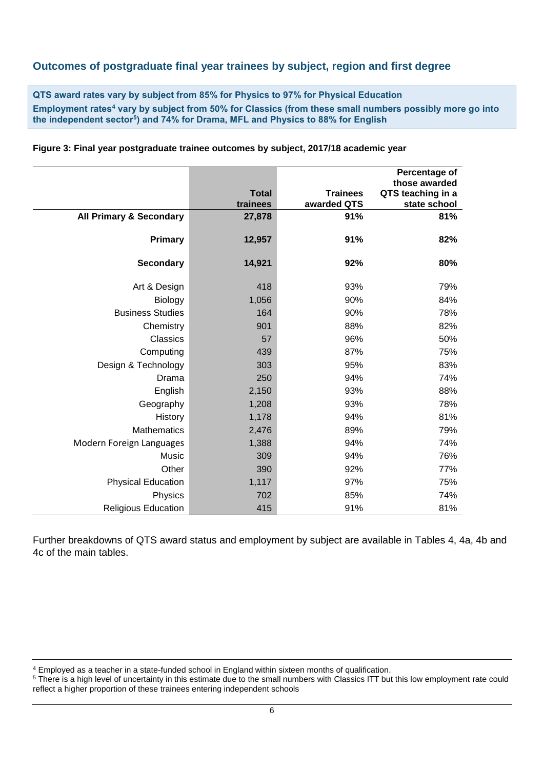## Outcomes of postgraduate final year trainees by subject, region and first degree

**QTS award rates vary by subject from 85% for Physics to 97% for Physical Education**
**Employment rates[4] vary by subject from 50% for Classics (from these small numbers possibly more go into the independent sector[5]) and 74% for Drama, MFL and Physics to 88% for English**

**Figure 3: Final year postgraduate trainee outcomes by subject, 2017/18 academic year**

| | Total trainees | Trainees awarded QTS | Percentage of those awarded QTS teaching in a state school |
|---|---|---|---|
| **All Primary & Secondary** | **27,878** | **91%** | **81%** |
| **Primary** | **12,957** | **91%** | **82%** |
| **Secondary** | **14,921** | **92%** | **80%** |
| Art & Design | 418 | 93% | 79% |
| Biology | 1,056 | 90% | 84% |
| Business Studies | 164 | 90% | 78% |
| Chemistry | 901 | 88% | 82% |
| Classics | 57 | 96% | 50% |
| Computing | 439 | 87% | 75% |
| Design & Technology | 303 | 95% | 83% |
| Drama | 250 | 94% | 74% |
| English | 2,150 | 93% | 88% |
| Geography | 1,208 | 93% | 78% |
| History | 1,178 | 94% | 81% |
| Mathematics | 2,476 | 89% | 79% |
| Modern Foreign Languages | 1,388 | 94% | 74% |
| Music | 309 | 94% | 76% |
| Other | 390 | 92% | 77% |
| Physical Education | 1,117 | 97% | 75% |
| Physics | 702 | 85% | 74% |
| Religious Education | 415 | 91% | 81% |

Further breakdowns of QTS award status and employment by subject are available in Tables 4, 4a, 4b and 4c of the main tables.

[4] Employed as a teacher in a state-funded school in England within sixteen months of qualification.
[5] There is a high level of uncertainty in this estimate due to the small numbers with Classics ITT but this low employment rate could reflect a higher proportion of these trainees entering independent schools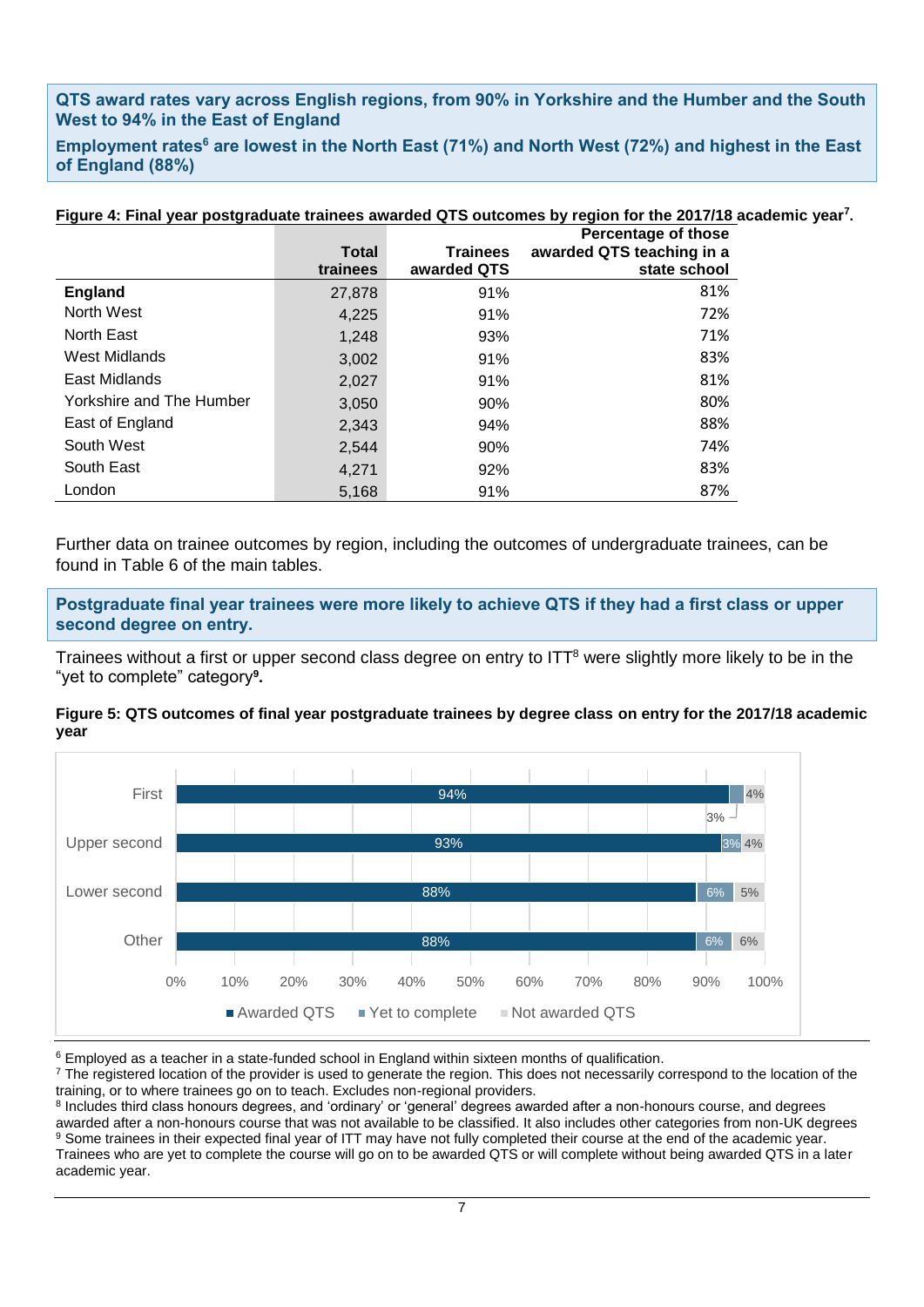**QTS award rates vary across English regions, from 90% in Yorkshire and the Humber and the South West to 94% in the East of England**

**Employment rates[6] are lowest in the North East (71%) and North West (72%) and highest in the East of England (88%)**

**Figure 4: Final year postgraduate trainees awarded QTS outcomes by region for the 2017/18 academic year[7].**

| | Total trainees | Trainees awarded QTS | Percentage of those awarded QTS teaching in a state school |
|---|---|---|---|
| **England** | 27,878 | 91% | 81% |
| North West | 4,225 | 91% | 72% |
| North East | 1,248 | 93% | 71% |
| West Midlands | 3,002 | 91% | 83% |
| East Midlands | 2,027 | 91% | 81% |
| Yorkshire and The Humber | 3,050 | 90% | 80% |
| East of England | 2,343 | 94% | 88% |
| South West | 2,544 | 90% | 74% |
| South East | 4,271 | 92% | 83% |
| London | 5,168 | 91% | 87% |

Further data on trainee outcomes by region, including the outcomes of undergraduate trainees, can be found in Table 6 of the main tables.

**Postgraduate final year trainees were more likely to achieve QTS if they had a first class or upper second degree on entry.**

Trainees without a first or upper second class degree on entry to ITT[8] were slightly more likely to be in the "yet to complete" category[9].

**Figure 5: QTS outcomes of final year postgraduate trainees by degree class on entry for the 2017/18 academic year**

| | Awarded QTS | Yet to complete | Not awarded QTS |
|---|---|---|---|
| First | 94% | 3% | 4% |
| Upper second | 93% | 3% | 4% |
| Lower second | 88% | 6% | 5% |
| Other | 88% | 6% | 6% |

[6] Employed as a teacher in a state-funded school in England within sixteen months of qualification.

[7] The registered location of the provider is used to generate the region. This does not necessarily correspond to the location of the training, or to where trainees go on to teach. Excludes non-regional providers.

[8] Includes third class honours degrees, and 'ordinary' or 'general' degrees awarded after a non-honours course, and degrees awarded after a non-honours course that was not available to be classified. It also includes other categories from non-UK degrees

[9] Some trainees in their expected final year of ITT may have not fully completed their course at the end of the academic year. Trainees who are yet to complete the course will go on to be awarded QTS or will complete without being awarded QTS in a later academic year.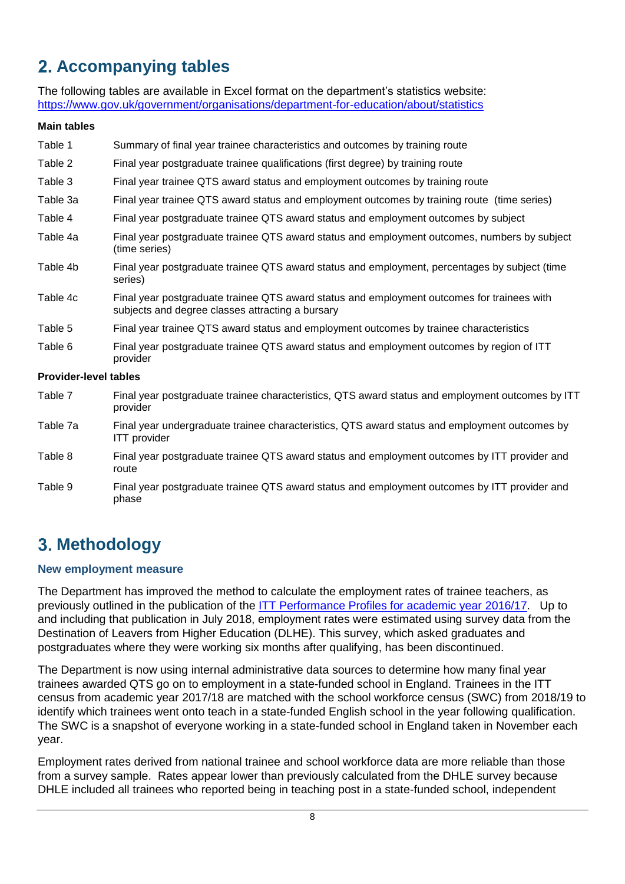## 2. Accompanying tables

The following tables are available in Excel format on the department's statistics website: [https://www.gov.uk/government/organisations/department-for-education/about/statistics](https://www.gov.uk/government/organisations/department-for-education/about/statistics)

**Main tables**

| | |
|---|---|
| Table 1 | Summary of final year trainee characteristics and outcomes by training route |
| Table 2 | Final year postgraduate trainee qualifications (first degree) by training route |
| Table 3 | Final year trainee QTS award status and employment outcomes by training route |
| Table 3a | Final year trainee QTS award status and employment outcomes by training route (time series) |
| Table 4 | Final year postgraduate trainee QTS award status and employment outcomes by subject |
| Table 4a | Final year postgraduate trainee QTS award status and employment outcomes, numbers by subject (time series) |
| Table 4b | Final year postgraduate trainee QTS award status and employment, percentages by subject (time series) |
| Table 4c | Final year postgraduate trainee QTS award status and employment outcomes for trainees with subjects and degree classes attracting a bursary |
| Table 5 | Final year trainee QTS award status and employment outcomes by trainee characteristics |
| Table 6 | Final year postgraduate trainee QTS award status and employment outcomes by region of ITT provider |

**Provider-level tables**

| | |
|---|---|
| Table 7 | Final year postgraduate trainee characteristics, QTS award status and employment outcomes by ITT provider |
| Table 7a | Final year undergraduate trainee characteristics, QTS award status and employment outcomes by ITT provider |
| Table 8 | Final year postgraduate trainee QTS award status and employment outcomes by ITT provider and route |
| Table 9 | Final year postgraduate trainee QTS award status and employment outcomes by ITT provider and phase |

## 3. Methodology

### New employment measure

The Department has improved the method to calculate the employment rates of trainee teachers, as previously outlined in the publication of the [ITT Performance Profiles for academic year 2016/17](). Up to and including that publication in July 2018, employment rates were estimated using survey data from the Destination of Leavers from Higher Education (DLHE). This survey, which asked graduates and postgraduates where they were working six months after qualifying, has been discontinued.

The Department is now using internal administrative data sources to determine how many final year trainees awarded QTS go on to employment in a state-funded school in England. Trainees in the ITT census from academic year 2017/18 are matched with the school workforce census (SWC) from 2018/19 to identify which trainees went onto teach in a state-funded English school in the year following qualification. The SWC is a snapshot of everyone working in a state-funded school in England taken in November each year.

Employment rates derived from national trainee and school workforce data are more reliable than those from a survey sample. Rates appear lower than previously calculated from the DHLE survey because DHLE included all trainees who reported being in teaching post in a state-funded school, independent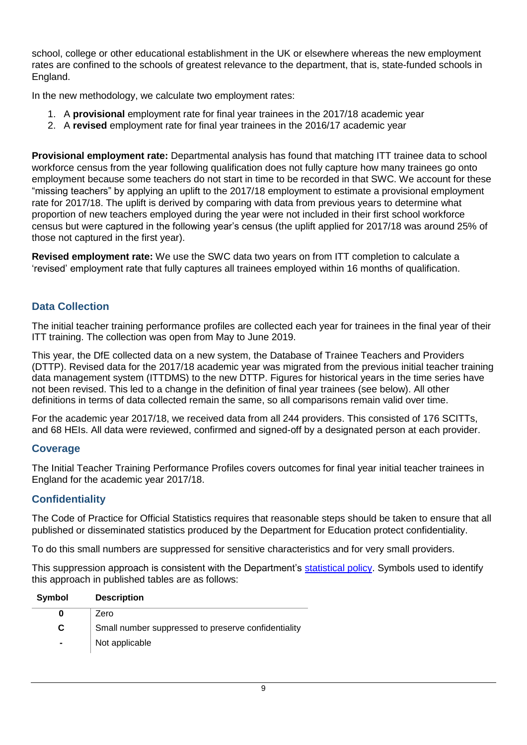school, college or other educational establishment in the UK or elsewhere whereas the new employment rates are confined to the schools of greatest relevance to the department, that is, state-funded schools in England.

In the new methodology, we calculate two employment rates:

1. A **provisional** employment rate for final year trainees in the 2017/18 academic year
2. A **revised** employment rate for final year trainees in the 2016/17 academic year

**Provisional employment rate:** Departmental analysis has found that matching ITT trainee data to school workforce census from the year following qualification does not fully capture how many trainees go onto employment because some teachers do not start in time to be recorded in that SWC. We account for these "missing teachers" by applying an uplift to the 2017/18 employment to estimate a provisional employment rate for 2017/18. The uplift is derived by comparing with data from previous years to determine what proportion of new teachers employed during the year were not included in their first school workforce census but were captured in the following year's census (the uplift applied for 2017/18 was around 25% of those not captured in the first year).

**Revised employment rate:** We use the SWC data two years on from ITT completion to calculate a 'revised' employment rate that fully captures all trainees employed within 16 months of qualification.

## Data Collection

The initial teacher training performance profiles are collected each year for trainees in the final year of their ITT training. The collection was open from May to June 2019.

This year, the DfE collected data on a new system, the Database of Trainee Teachers and Providers (DTTP). Revised data for the 2017/18 academic year was migrated from the previous initial teacher training data management system (ITTDMS) to the new DTTP. Figures for historical years in the time series have not been revised. This led to a change in the definition of final year trainees (see below). All other definitions in terms of data collected remain the same, so all comparisons remain valid over time.

For the academic year 2017/18, we received data from all 244 providers. This consisted of 176 SCITTs, and 68 HEIs. All data were reviewed, confirmed and signed-off by a designated person at each provider.

## Coverage

The Initial Teacher Training Performance Profiles covers outcomes for final year initial teacher trainees in England for the academic year 2017/18.

## Confidentiality

The Code of Practice for Official Statistics requires that reasonable steps should be taken to ensure that all published or disseminated statistics produced by the Department for Education protect confidentiality.

To do this small numbers are suppressed for sensitive characteristics and for very small providers.

This suppression approach is consistent with the Department's statistical policy. Symbols used to identify this approach in published tables are as follows:

| Symbol | Description |
|---|---|
| 0 | Zero |
| C | Small number suppressed to preserve confidentiality |
| - | Not applicable |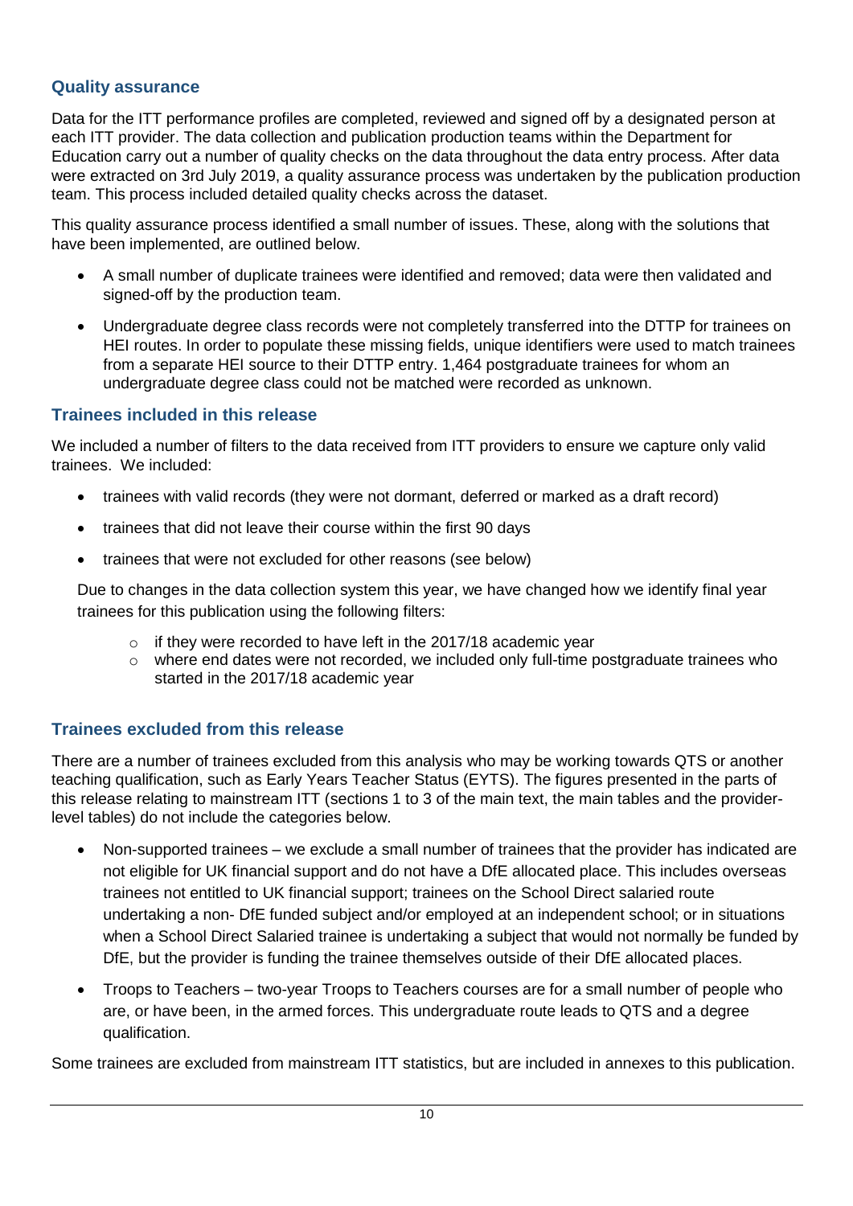## Quality assurance

Data for the ITT performance profiles are completed, reviewed and signed off by a designated person at each ITT provider. The data collection and publication production teams within the Department for Education carry out a number of quality checks on the data throughout the data entry process. After data were extracted on 3rd July 2019, a quality assurance process was undertaken by the publication production team. This process included detailed quality checks across the dataset.

This quality assurance process identified a small number of issues. These, along with the solutions that have been implemented, are outlined below.

- A small number of duplicate trainees were identified and removed; data were then validated and signed-off by the production team.
- Undergraduate degree class records were not completely transferred into the DTTP for trainees on HEI routes. In order to populate these missing fields, unique identifiers were used to match trainees from a separate HEI source to their DTTP entry. 1,464 postgraduate trainees for whom an undergraduate degree class could not be matched were recorded as unknown.

## Trainees included in this release

We included a number of filters to the data received from ITT providers to ensure we capture only valid trainees. We included:

- trainees with valid records (they were not dormant, deferred or marked as a draft record)
- trainees that did not leave their course within the first 90 days
- trainees that were not excluded for other reasons (see below)

Due to changes in the data collection system this year, we have changed how we identify final year trainees for this publication using the following filters:

  - if they were recorded to have left in the 2017/18 academic year
  - where end dates were not recorded, we included only full-time postgraduate trainees who started in the 2017/18 academic year

## Trainees excluded from this release

There are a number of trainees excluded from this analysis who may be working towards QTS or another teaching qualification, such as Early Years Teacher Status (EYTS). The figures presented in the parts of this release relating to mainstream ITT (sections 1 to 3 of the main text, the main tables and the provider-level tables) do not include the categories below.

- Non-supported trainees – we exclude a small number of trainees that the provider has indicated are not eligible for UK financial support and do not have a DfE allocated place. This includes overseas trainees not entitled to UK financial support; trainees on the School Direct salaried route undertaking a non- DfE funded subject and/or employed at an independent school; or in situations when a School Direct Salaried trainee is undertaking a subject that would not normally be funded by DfE, but the provider is funding the trainee themselves outside of their DfE allocated places.
- Troops to Teachers – two-year Troops to Teachers courses are for a small number of people who are, or have been, in the armed forces. This undergraduate route leads to QTS and a degree qualification.

Some trainees are excluded from mainstream ITT statistics, but are included in annexes to this publication.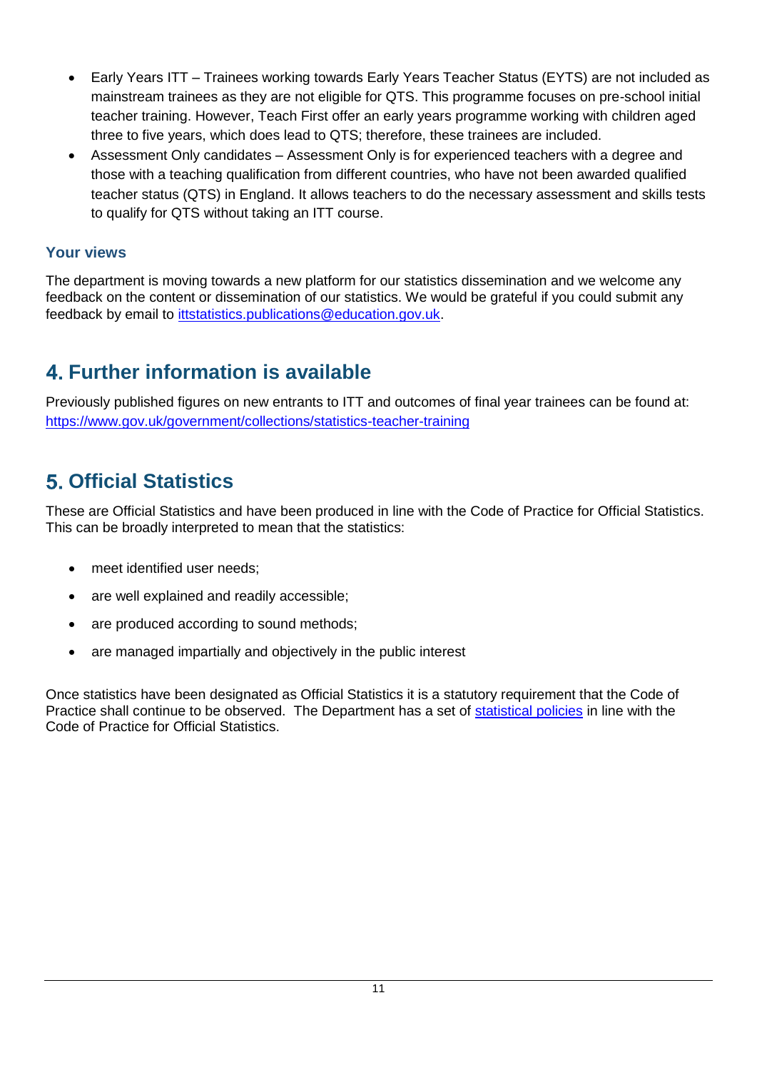- Early Years ITT – Trainees working towards Early Years Teacher Status (EYTS) are not included as mainstream trainees as they are not eligible for QTS. This programme focuses on pre-school initial teacher training. However, Teach First offer an early years programme working with children aged three to five years, which does lead to QTS; therefore, these trainees are included.
- Assessment Only candidates – Assessment Only is for experienced teachers with a degree and those with a teaching qualification from different countries, who have not been awarded qualified teacher status (QTS) in England. It allows teachers to do the necessary assessment and skills tests to qualify for QTS without taking an ITT course.

### Your views

The department is moving towards a new platform for our statistics dissemination and we welcome any feedback on the content or dissemination of our statistics. We would be grateful if you could submit any feedback by email to [ittstatistics.publications@education.gov.uk](mailto:ittstatistics.publications@education.gov.uk).

## 4. Further information is available

Previously published figures on new entrants to ITT and outcomes of final year trainees can be found at: [https://www.gov.uk/government/collections/statistics-teacher-training](https://www.gov.uk/government/collections/statistics-teacher-training)

## 5. Official Statistics

These are Official Statistics and have been produced in line with the Code of Practice for Official Statistics. This can be broadly interpreted to mean that the statistics:

- meet identified user needs;
- are well explained and readily accessible;
- are produced according to sound methods;
- are managed impartially and objectively in the public interest

Once statistics have been designated as Official Statistics it is a statutory requirement that the Code of Practice shall continue to be observed. The Department has a set of statistical policies in line with the Code of Practice for Official Statistics.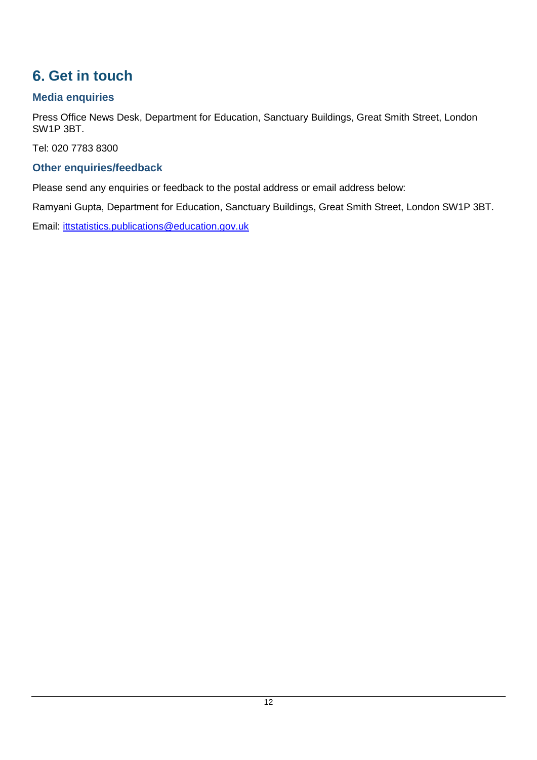# 6. Get in touch

## Media enquiries

Press Office News Desk, Department for Education, Sanctuary Buildings, Great Smith Street, London SW1P 3BT.

Tel: 020 7783 8300

## Other enquiries/feedback

Please send any enquiries or feedback to the postal address or email address below:

Ramyani Gupta, Department for Education, Sanctuary Buildings, Great Smith Street, London SW1P 3BT.

Email: [ittstatistics.publications@education.gov.uk](mailto:ittstatistics.publications@education.gov.uk)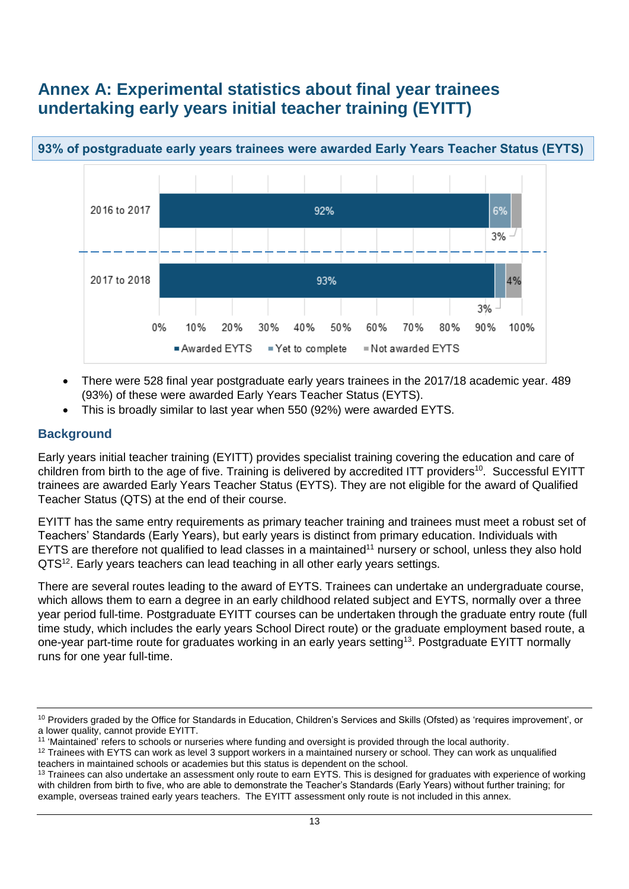# Annex A: Experimental statistics about final year trainees undertaking early years initial teacher training (EYITT)

**93% of postgraduate early years trainees were awarded Early Years Teacher Status (EYTS)**

| | Awarded EYTS | Yet to complete | Not awarded EYTS |
|---|---|---|---|
| 2016 to 2017 | 92% | 6% | 3% |
| 2017 to 2018 | 93% | 3% | 4% |

- There were 528 final year postgraduate early years trainees in the 2017/18 academic year. 489 (93%) of these were awarded Early Years Teacher Status (EYTS).
- This is broadly similar to last year when 550 (92%) were awarded EYTS.

## Background

Early years initial teacher training (EYITT) provides specialist training covering the education and care of children from birth to the age of five. Training is delivered by accredited ITT providers[10]. Successful EYITT trainees are awarded Early Years Teacher Status (EYTS). They are not eligible for the award of Qualified Teacher Status (QTS) at the end of their course.

EYITT has the same entry requirements as primary teacher training and trainees must meet a robust set of Teachers' Standards (Early Years), but early years is distinct from primary education. Individuals with EYTS are therefore not qualified to lead classes in a maintained[11] nursery or school, unless they also hold QTS[12]. Early years teachers can lead teaching in all other early years settings.

There are several routes leading to the award of EYTS. Trainees can undertake an undergraduate course, which allows them to earn a degree in an early childhood related subject and EYTS, normally over a three year period full-time. Postgraduate EYITT courses can be undertaken through the graduate entry route (full time study, which includes the early years School Direct route) or the graduate employment based route, a one-year part-time route for graduates working in an early years setting[13]. Postgraduate EYITT normally runs for one year full-time.

---

[10] Providers graded by the Office for Standards in Education, Children's Services and Skills (Ofsted) as 'requires improvement', or a lower quality, cannot provide EYITT.

[11] 'Maintained' refers to schools or nurseries where funding and oversight is provided through the local authority.

[12] Trainees with EYTS can work as level 3 support workers in a maintained nursery or school. They can work as unqualified teachers in maintained schools or academies but this status is dependent on the school.

[13] Trainees can also undertake an assessment only route to earn EYTS. This is designed for graduates with experience of working with children from birth to five, who are able to demonstrate the Teacher's Standards (Early Years) without further training; for example, overseas trained early years teachers. The EYITT assessment only route is not included in this annex.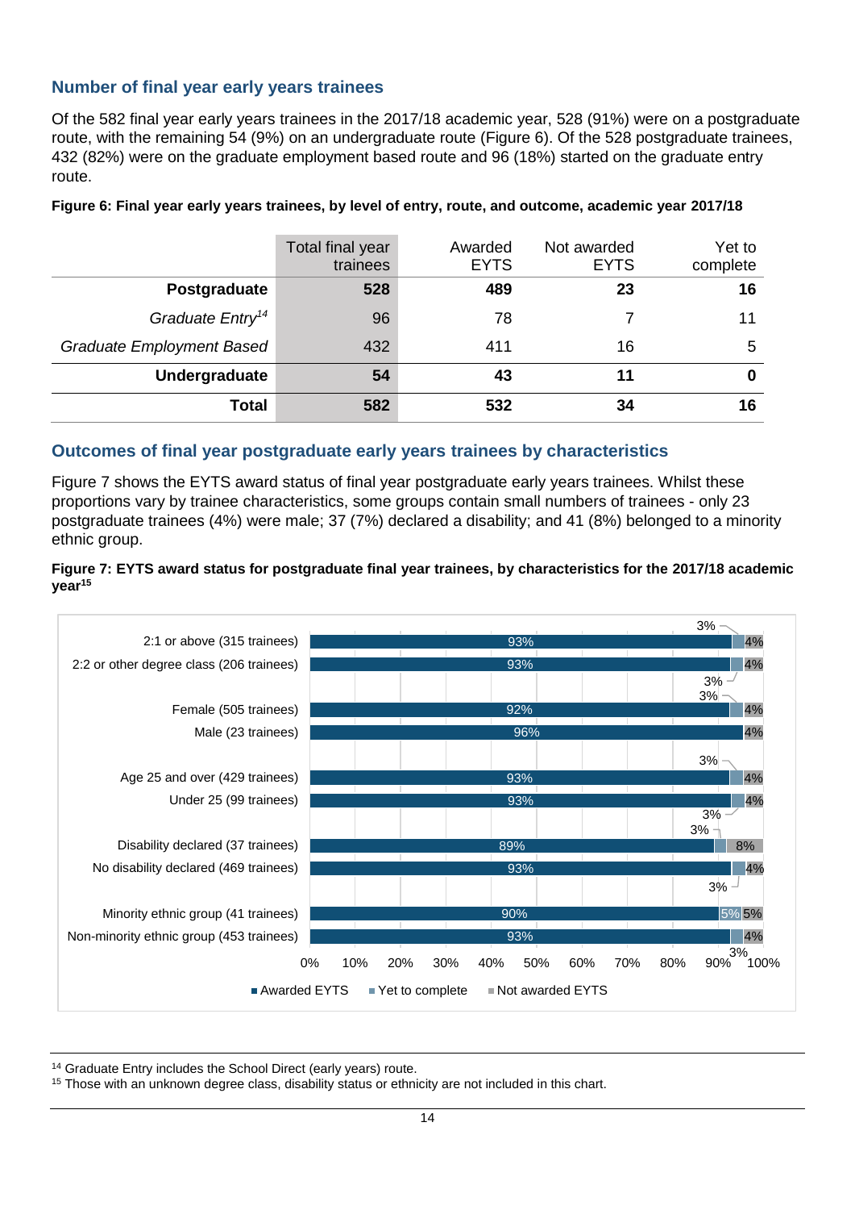## Number of final year early years trainees

Of the 582 final year early years trainees in the 2017/18 academic year, 528 (91%) were on a postgraduate route, with the remaining 54 (9%) on an undergraduate route (Figure 6). Of the 528 postgraduate trainees, 432 (82%) were on the graduate employment based route and 96 (18%) started on the graduate entry route.

**Figure 6: Final year early years trainees, by level of entry, route, and outcome, academic year 2017/18**

| | Total final year trainees | Awarded EYTS | Not awarded EYTS | Yet to complete |
|---|---|---|---|---|
| **Postgraduate** | **528** | **489** | **23** | **16** |
| *Graduate Entry*[14] | 96 | 78 | 7 | 11 |
| *Graduate Employment Based* | 432 | 411 | 16 | 5 |
| **Undergraduate** | **54** | **43** | **11** | **0** |
| **Total** | **582** | **532** | **34** | **16** |

## Outcomes of final year postgraduate early years trainees by characteristics

Figure 7 shows the EYTS award status of final year postgraduate early years trainees. Whilst these proportions vary by trainee characteristics, some groups contain small numbers of trainees - only 23 postgraduate trainees (4%) were male; 37 (7%) declared a disability; and 41 (8%) belonged to a minority ethnic group.

**Figure 7: EYTS award status for postgraduate final year trainees, by characteristics for the 2017/18 academic year**[15]

| | Awarded EYTS | Yet to complete | Not awarded EYTS |
|---|---|---|---|
| 2:1 or above (315 trainees) | 93% | 3% | 4% |
| 2:2 or other degree class (206 trainees) | 93% | 3% | 4% |
| Female (505 trainees) | 92% | 3% | 4% |
| Male (23 trainees) | 96% | | 4% |
| Age 25 and over (429 trainees) | 93% | 3% | 4% |
| Under 25 (99 trainees) | 93% | 3% | 4% |
| Disability declared (37 trainees) | 89% | 3% | 8% |
| No disability declared (469 trainees) | 93% | 3% | 4% |
| Minority ethnic group (41 trainees) | 90% | 5% | 5% |
| Non-minority ethnic group (453 trainees) | 93% | 3% | 4% |

---

[14] Graduate Entry includes the School Direct (early years) route.

[15] Those with an unknown degree class, disability status or ethnicity are not included in this chart.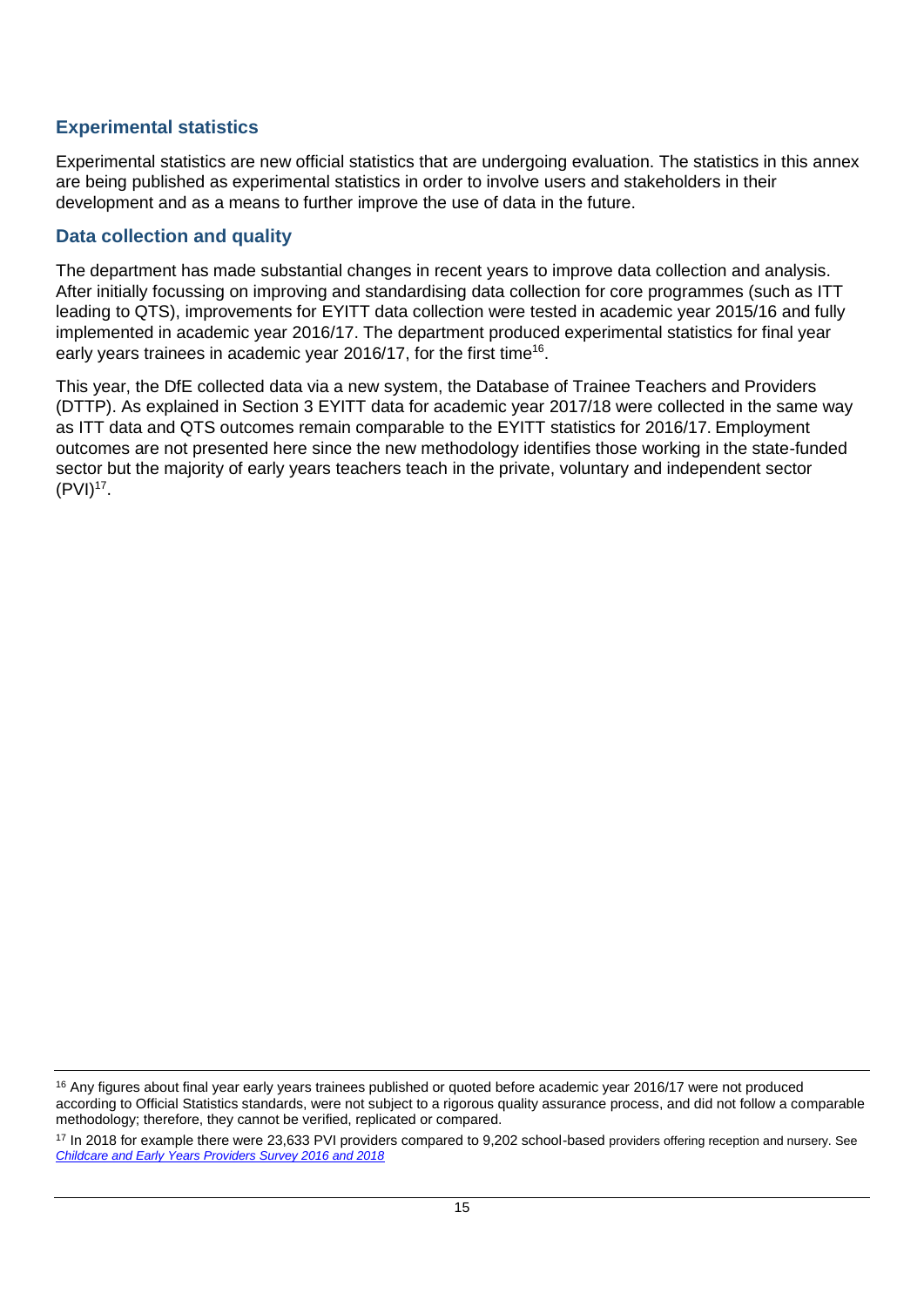## Experimental statistics

Experimental statistics are new official statistics that are undergoing evaluation. The statistics in this annex are being published as experimental statistics in order to involve users and stakeholders in their development and as a means to further improve the use of data in the future.

## Data collection and quality

The department has made substantial changes in recent years to improve data collection and analysis. After initially focussing on improving and standardising data collection for core programmes (such as ITT leading to QTS), improvements for EYITT data collection were tested in academic year 2015/16 and fully implemented in academic year 2016/17. The department produced experimental statistics for final year early years trainees in academic year 2016/17, for the first time[16].

This year, the DfE collected data via a new system, the Database of Trainee Teachers and Providers (DTTP). As explained in Section 3 EYITT data for academic year 2017/18 were collected in the same way as ITT data and QTS outcomes remain comparable to the EYITT statistics for 2016/17. Employment outcomes are not presented here since the new methodology identifies those working in the state-funded sector but the majority of early years teachers teach in the private, voluntary and independent sector (PVI)[17].

---

[16] Any figures about final year early years trainees published or quoted before academic year 2016/17 were not produced according to Official Statistics standards, were not subject to a rigorous quality assurance process, and did not follow a comparable methodology; therefore, they cannot be verified, replicated or compared.

[17] In 2018 for example there were 23,633 PVI providers compared to 9,202 school-based providers offering reception and nursery. See *Childcare and Early Years Providers Survey 2016 and 2018*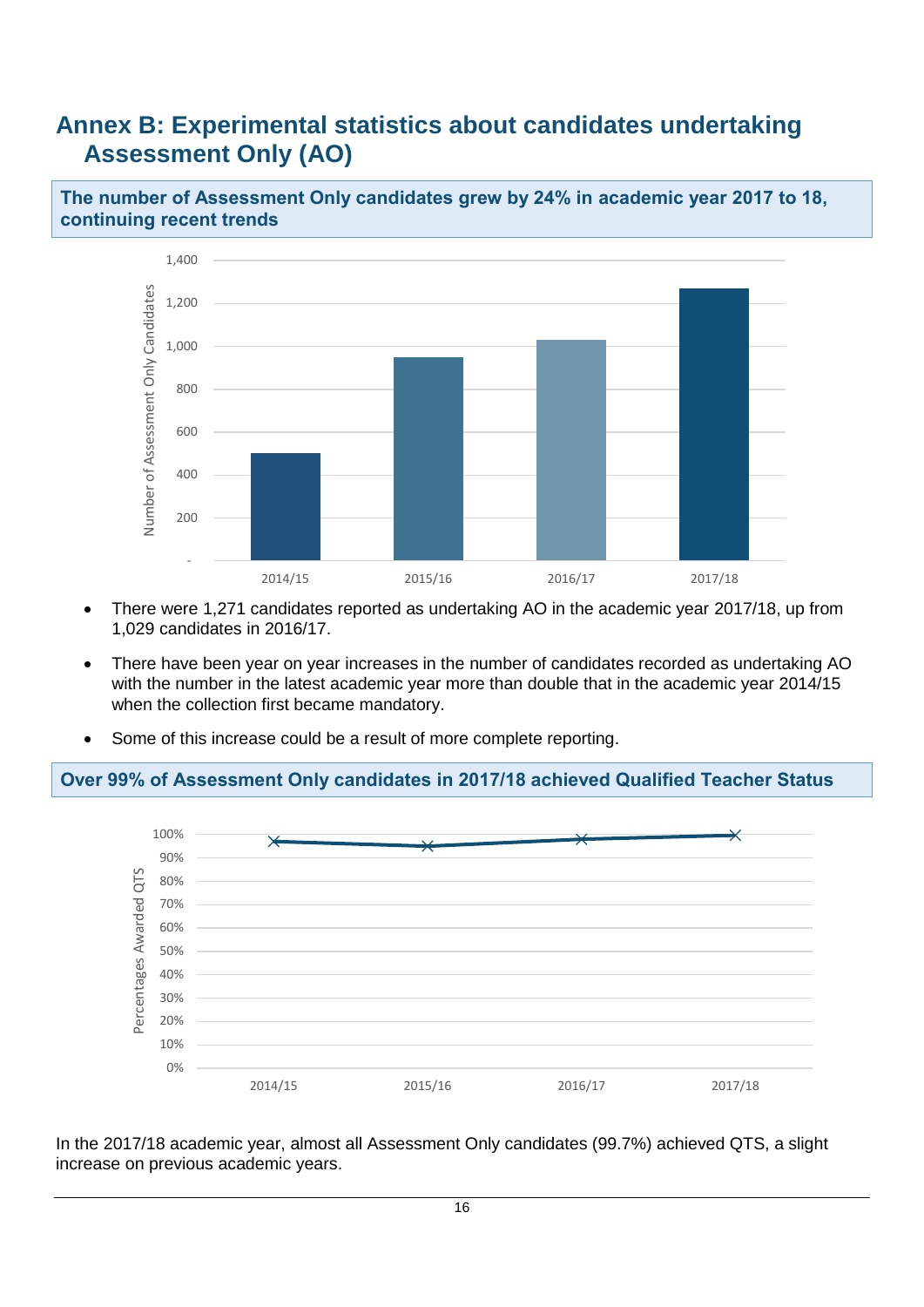## Annex B: Experimental statistics about candidates undertaking Assessment Only (AO)

**The number of Assessment Only candidates grew by 24% in academic year 2017 to 18, continuing recent trends**

- There were 1,271 candidates reported as undertaking AO in the academic year 2017/18, up from 1,029 candidates in 2016/17.
- There have been year on year increases in the number of candidates recorded as undertaking AO with the number in the latest academic year more than double that in the academic year 2014/15 when the collection first became mandatory.
- Some of this increase could be a result of more complete reporting.

**Over 99% of Assessment Only candidates in 2017/18 achieved Qualified Teacher Status**

In the 2017/18 academic year, almost all Assessment Only candidates (99.7%) achieved QTS, a slight increase on previous academic years.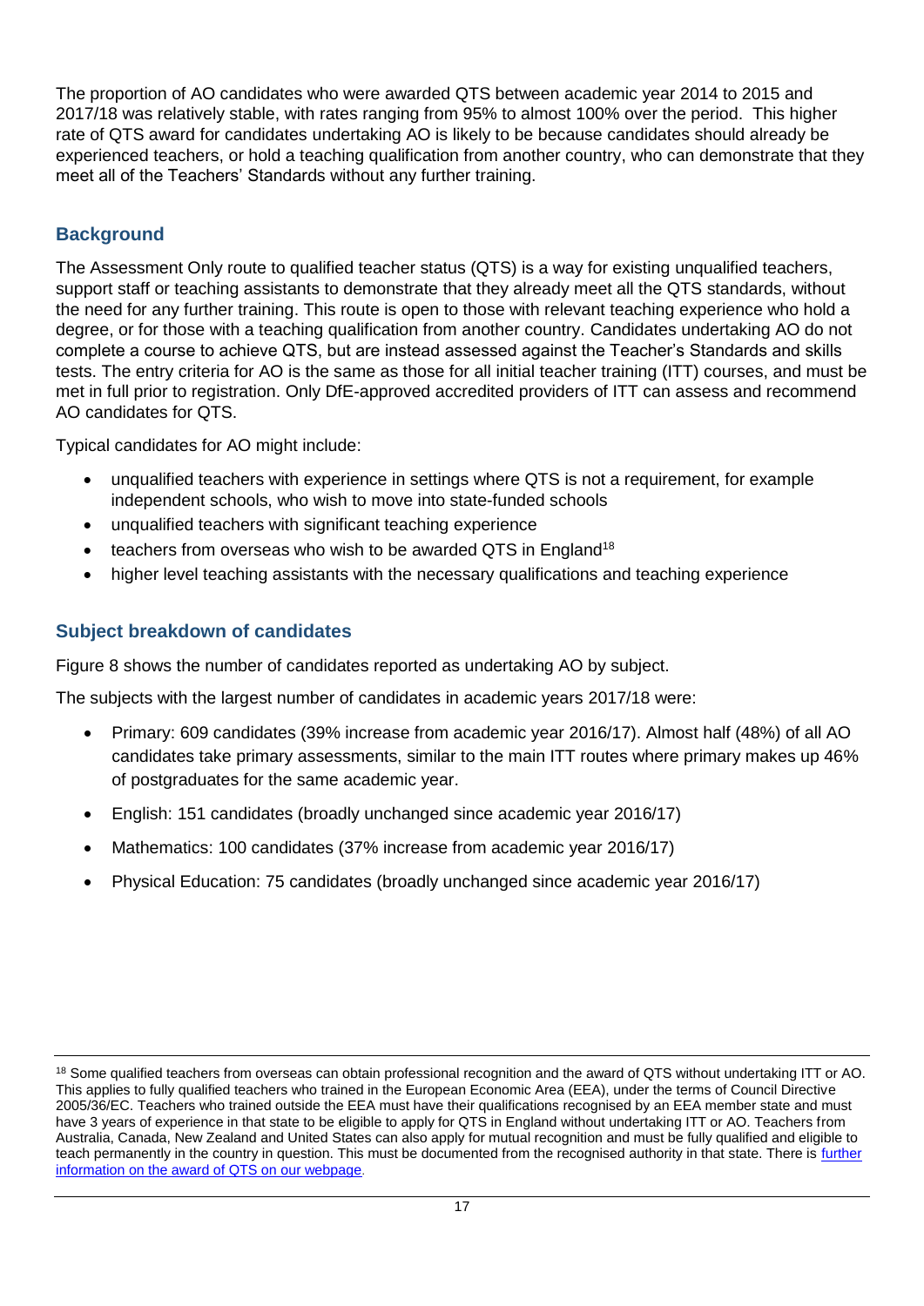The proportion of AO candidates who were awarded QTS between academic year 2014 to 2015 and 2017/18 was relatively stable, with rates ranging from 95% to almost 100% over the period. This higher rate of QTS award for candidates undertaking AO is likely to be because candidates should already be experienced teachers, or hold a teaching qualification from another country, who can demonstrate that they meet all of the Teachers' Standards without any further training.

## Background

The Assessment Only route to qualified teacher status (QTS) is a way for existing unqualified teachers, support staff or teaching assistants to demonstrate that they already meet all the QTS standards, without the need for any further training. This route is open to those with relevant teaching experience who hold a degree, or for those with a teaching qualification from another country. Candidates undertaking AO do not complete a course to achieve QTS, but are instead assessed against the Teacher's Standards and skills tests. The entry criteria for AO is the same as those for all initial teacher training (ITT) courses, and must be met in full prior to registration. Only DfE-approved accredited providers of ITT can assess and recommend AO candidates for QTS.

Typical candidates for AO might include:

- unqualified teachers with experience in settings where QTS is not a requirement, for example independent schools, who wish to move into state-funded schools
- unqualified teachers with significant teaching experience
- teachers from overseas who wish to be awarded QTS in England[18]
- higher level teaching assistants with the necessary qualifications and teaching experience

## Subject breakdown of candidates

Figure 8 shows the number of candidates reported as undertaking AO by subject.

The subjects with the largest number of candidates in academic years 2017/18 were:

- Primary: 609 candidates (39% increase from academic year 2016/17). Almost half (48%) of all AO candidates take primary assessments, similar to the main ITT routes where primary makes up 46% of postgraduates for the same academic year.
- English: 151 candidates (broadly unchanged since academic year 2016/17)
- Mathematics: 100 candidates (37% increase from academic year 2016/17)
- Physical Education: 75 candidates (broadly unchanged since academic year 2016/17)

[18] Some qualified teachers from overseas can obtain professional recognition and the award of QTS without undertaking ITT or AO. This applies to fully qualified teachers who trained in the European Economic Area (EEA), under the terms of Council Directive 2005/36/EC. Teachers who trained outside the EEA must have their qualifications recognised by an EEA member state and must have 3 years of experience in that state to be eligible to apply for QTS in England without undertaking ITT or AO. Teachers from Australia, Canada, New Zealand and United States can also apply for mutual recognition and must be fully qualified and eligible to teach permanently in the country in question. This must be documented from the recognised authority in that state. There is further information on the award of QTS on our webpage.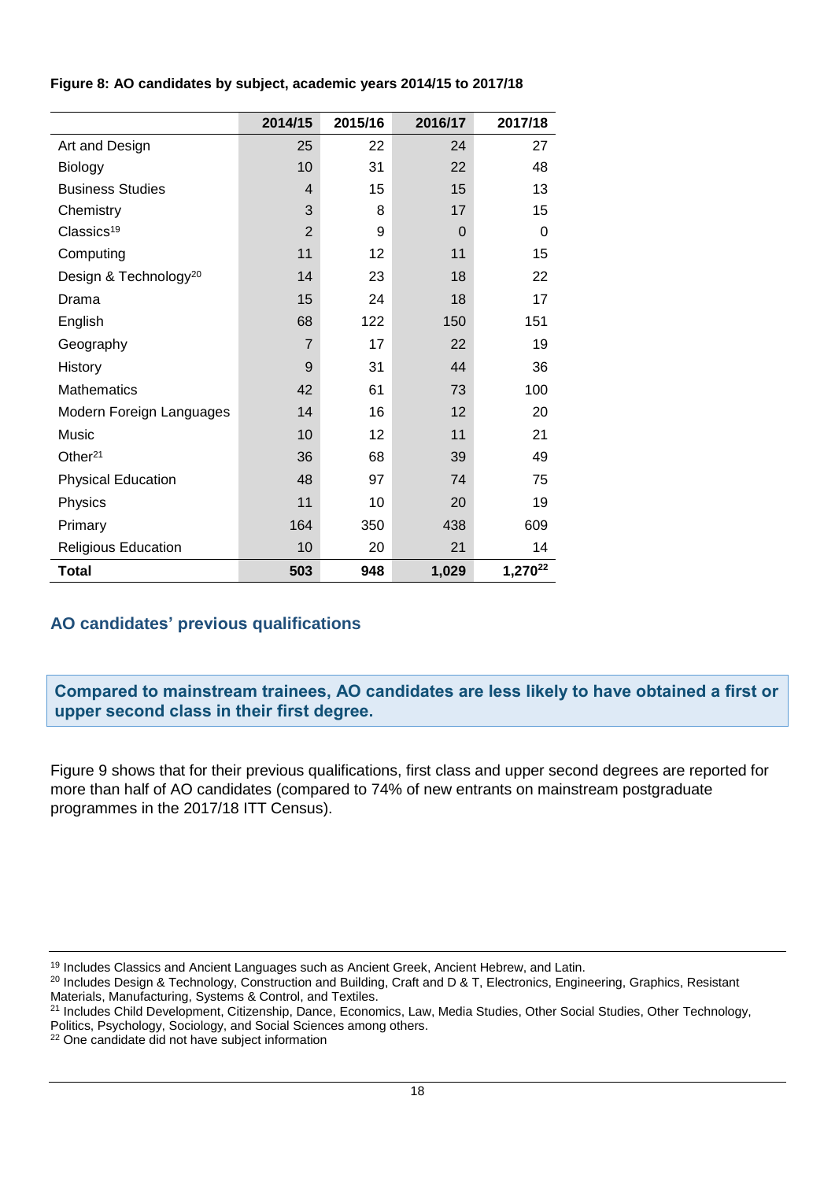**Figure 8: AO candidates by subject, academic years 2014/15 to 2017/18**

| | 2014/15 | 2015/16 | 2016/17 | 2017/18 |
|---|---|---|---|---|
| Art and Design | 25 | 22 | 24 | 27 |
| Biology | 10 | 31 | 22 | 48 |
| Business Studies | 4 | 15 | 15 | 13 |
| Chemistry | 3 | 8 | 17 | 15 |
| Classics[19] | 2 | 9 | 0 | 0 |
| Computing | 11 | 12 | 11 | 15 |
| Design & Technology[20] | 14 | 23 | 18 | 22 |
| Drama | 15 | 24 | 18 | 17 |
| English | 68 | 122 | 150 | 151 |
| Geography | 7 | 17 | 22 | 19 |
| History | 9 | 31 | 44 | 36 |
| Mathematics | 42 | 61 | 73 | 100 |
| Modern Foreign Languages | 14 | 16 | 12 | 20 |
| Music | 10 | 12 | 11 | 21 |
| Other[21] | 36 | 68 | 39 | 49 |
| Physical Education | 48 | 97 | 74 | 75 |
| Physics | 11 | 10 | 20 | 19 |
| Primary | 164 | 350 | 438 | 609 |
| Religious Education | 10 | 20 | 21 | 14 |
| **Total** | **503** | **948** | **1,029** | **1,270[22]** |

## AO candidates' previous qualifications

**Compared to mainstream trainees, AO candidates are less likely to have obtained a first or upper second class in their first degree.**

Figure 9 shows that for their previous qualifications, first class and upper second degrees are reported for more than half of AO candidates (compared to 74% of new entrants on mainstream postgraduate programmes in the 2017/18 ITT Census).

---

[19] Includes Classics and Ancient Languages such as Ancient Greek, Ancient Hebrew, and Latin.

[20] Includes Design & Technology, Construction and Building, Craft and D & T, Electronics, Engineering, Graphics, Resistant Materials, Manufacturing, Systems & Control, and Textiles.

[21] Includes Child Development, Citizenship, Dance, Economics, Law, Media Studies, Other Social Studies, Other Technology, Politics, Psychology, Sociology, and Social Sciences among others.

[22] One candidate did not have subject information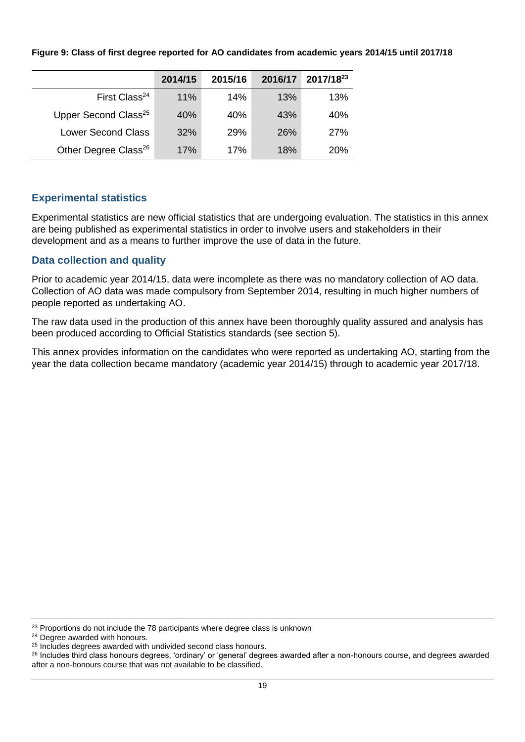**Figure 9: Class of first degree reported for AO candidates from academic years 2014/15 until 2017/18**

| | 2014/15 | 2015/16 | 2016/17 | 2017/18[23] |
|---|---|---|---|---|
| First Class[24] | 11% | 14% | 13% | 13% |
| Upper Second Class[25] | 40% | 40% | 43% | 40% |
| Lower Second Class | 32% | 29% | 26% | 27% |
| Other Degree Class[26] | 17% | 17% | 18% | 20% |

## Experimental statistics

Experimental statistics are new official statistics that are undergoing evaluation. The statistics in this annex are being published as experimental statistics in order to involve users and stakeholders in their development and as a means to further improve the use of data in the future.

## Data collection and quality

Prior to academic year 2014/15, data were incomplete as there was no mandatory collection of AO data. Collection of AO data was made compulsory from September 2014, resulting in much higher numbers of people reported as undertaking AO.

The raw data used in the production of this annex have been thoroughly quality assured and analysis has been produced according to Official Statistics standards (see section 5).

This annex provides information on the candidates who were reported as undertaking AO, starting from the year the data collection became mandatory (academic year 2014/15) through to academic year 2017/18.

---

[23] Proportions do not include the 78 participants where degree class is unknown

[24] Degree awarded with honours.

[25] Includes degrees awarded with undivided second class honours.

[26] Includes third class honours degrees, 'ordinary' or 'general' degrees awarded after a non-honours course, and degrees awarded after a non-honours course that was not available to be classified.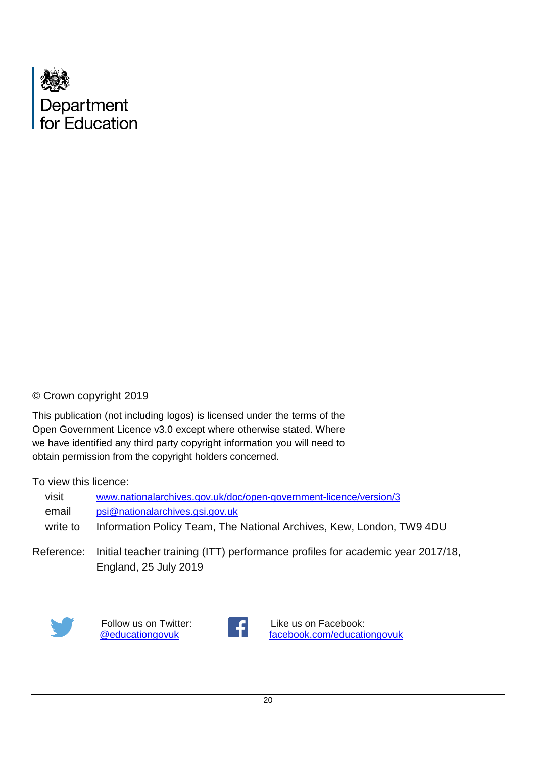Department
for Education

© Crown copyright 2019

This publication (not including logos) is licensed under the terms of the Open Government Licence v3.0 except where otherwise stated. Where we have identified any third party copyright information you will need to obtain permission from the copyright holders concerned.

To view this licence:

| | |
|---|---|
| visit | www.nationalarchives.gov.uk/doc/open-government-licence/version/3 |
| email | psi@nationalarchives.gsi.gov.uk |
| write to | Information Policy Team, The National Archives, Kew, London, TW9 4DU |

Reference: Initial teacher training (ITT) performance profiles for academic year 2017/18, England, 25 July 2019

Follow us on Twitter:
@educationgovuk

Like us on Facebook:
facebook.com/educationgovuk